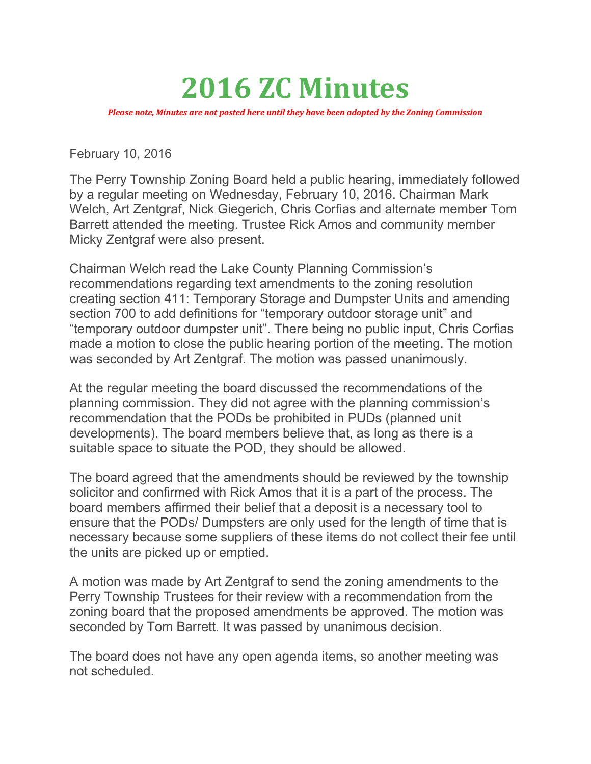# 2016 ZC Minutes

***Please note, Minutes are not posted here until they have been adopted by the Zoning Commission***

February 10, 2016

The Perry Township Zoning Board held a public hearing, immediately followed by a regular meeting on Wednesday, February 10, 2016. Chairman Mark Welch, Art Zentgraf, Nick Giegerich, Chris Corfias and alternate member Tom Barrett attended the meeting. Trustee Rick Amos and community member Micky Zentgraf were also present.

Chairman Welch read the Lake County Planning Commission's recommendations regarding text amendments to the zoning resolution creating section 411: Temporary Storage and Dumpster Units and amending section 700 to add definitions for "temporary outdoor storage unit" and "temporary outdoor dumpster unit". There being no public input, Chris Corfias made a motion to close the public hearing portion of the meeting. The motion was seconded by Art Zentgraf. The motion was passed unanimously.

At the regular meeting the board discussed the recommendations of the planning commission. They did not agree with the planning commission's recommendation that the PODs be prohibited in PUDs (planned unit developments). The board members believe that, as long as there is a suitable space to situate the POD, they should be allowed.

The board agreed that the amendments should be reviewed by the township solicitor and confirmed with Rick Amos that it is a part of the process. The board members affirmed their belief that a deposit is a necessary tool to ensure that the PODs/ Dumpsters are only used for the length of time that is necessary because some suppliers of these items do not collect their fee until the units are picked up or emptied.

A motion was made by Art Zentgraf to send the zoning amendments to the Perry Township Trustees for their review with a recommendation from the zoning board that the proposed amendments be approved. The motion was seconded by Tom Barrett. It was passed by unanimous decision.

The board does not have any open agenda items, so another meeting was not scheduled.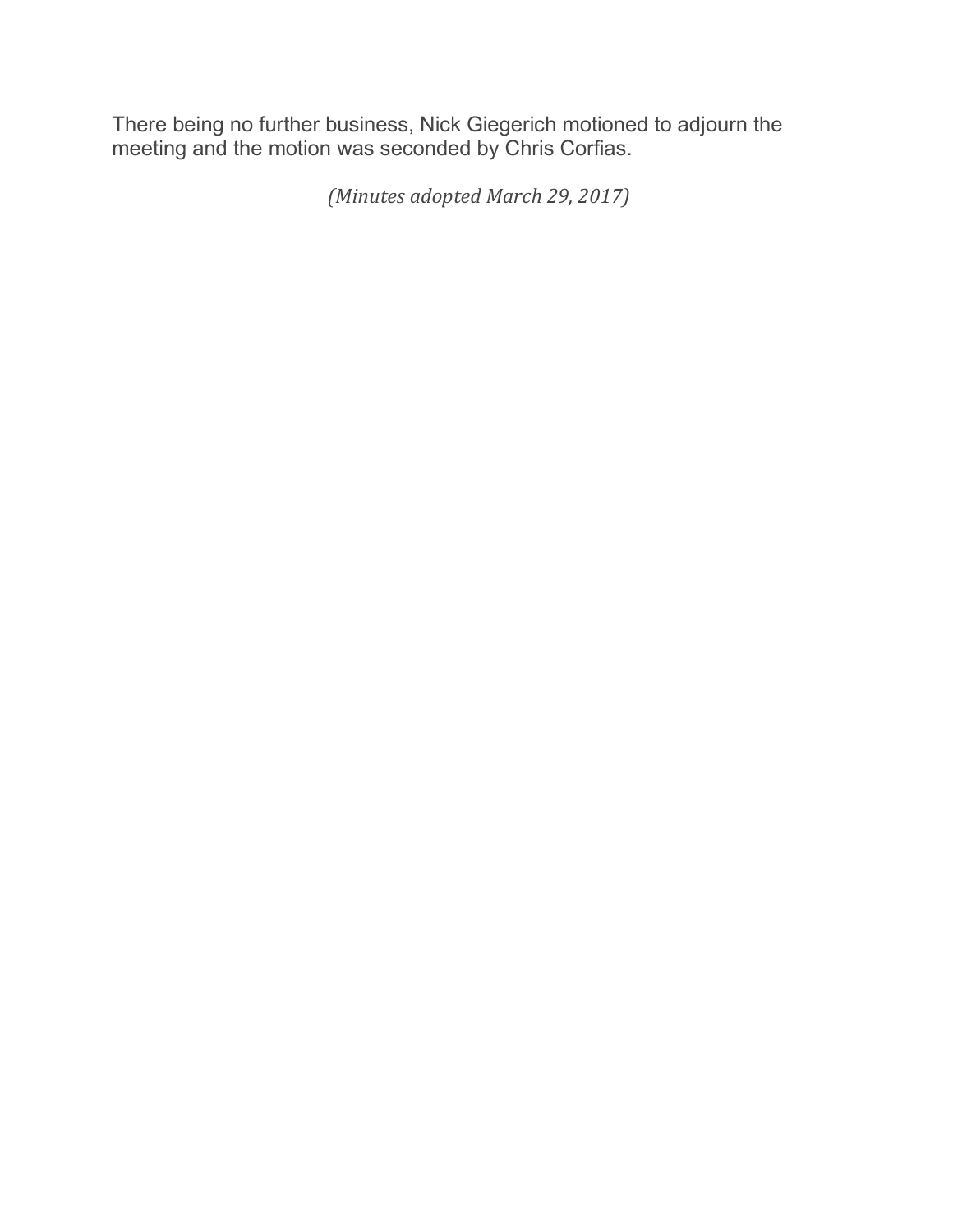There being no further business, Nick Giegerich motioned to adjourn the meeting and the motion was seconded by Chris Corfias.

*(Minutes adopted March 29, 2017)*